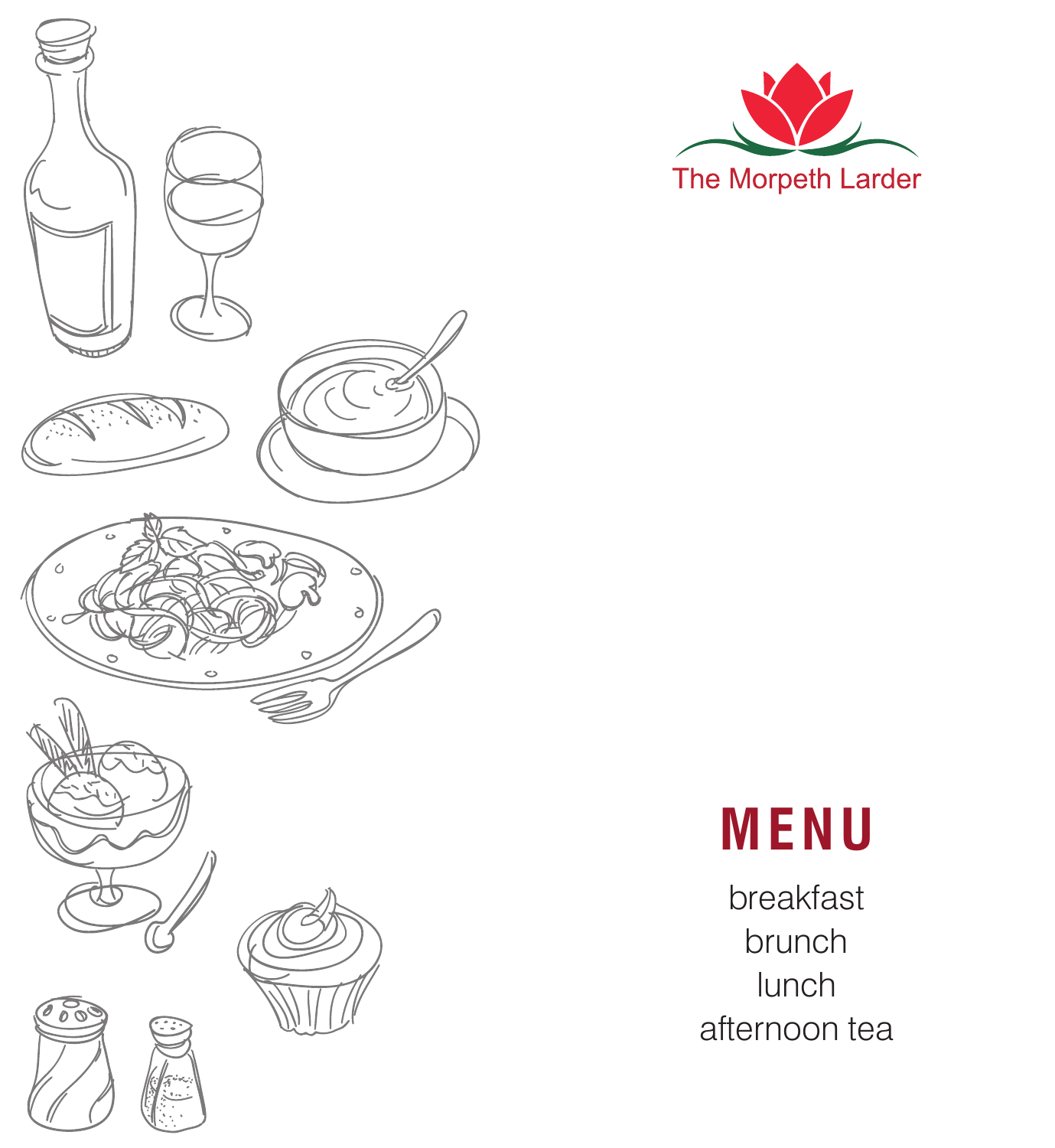The Morpeth Larder

# MENU

breakfast
brunch
lunch
afternoon tea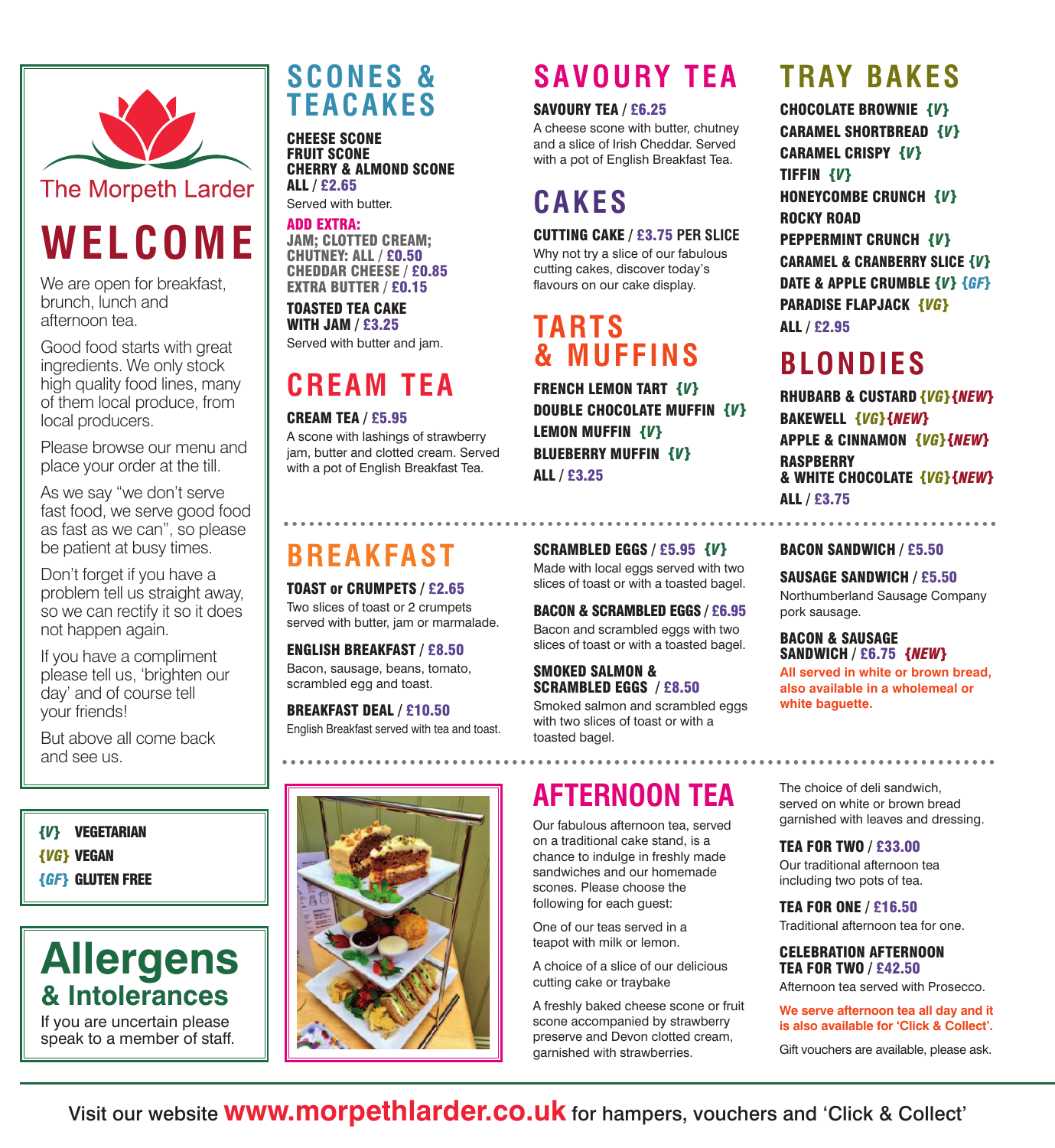The Morpeth Larder

# WELCOME

We are open for breakfast, brunch, lunch and afternoon tea.

Good food starts with great ingredients. We only stock high quality food lines, many of them local produce, from local producers.

Please browse our menu and place your order at the till.

As we say "we don't serve fast food, we serve good food as fast as we can", so please be patient at busy times.

Don't forget if you have a problem tell us straight away, so we can rectify it so it does not happen again.

If you have a compliment please tell us, 'brighten our day' and of course tell your friends!

But above all come back and see us.

**{V}** VEGETARIAN
**{VG}** VEGAN
**{GF}** GLUTEN FREE

## Allergens & Intolerances

If you are uncertain please speak to a member of staff.

## SCONES & TEACAKES

**CHEESE SCONE**
**FRUIT SCONE**
**CHERRY & ALMOND SCONE**
**ALL / £2.65**
Served with butter.

**ADD EXTRA:**
**JAM; CLOTTED CREAM; CHUTNEY: ALL / £0.50**
**CHEDDAR CHEESE / £0.85**
**EXTRA BUTTER / £0.15**

**TOASTED TEA CAKE WITH JAM / £3.25**
Served with butter and jam.

## CREAM TEA

**CREAM TEA / £5.95**
A scone with lashings of strawberry jam, butter and clotted cream. Served with a pot of English Breakfast Tea.

## SAVOURY TEA

**SAVOURY TEA / £6.25**
A cheese scone with butter, chutney and a slice of Irish Cheddar. Served with a pot of English Breakfast Tea.

## CAKES

**CUTTING CAKE / £3.75 PER SLICE**
Why not try a slice of our fabulous cutting cakes, discover today's flavours on our cake display.

## TARTS & MUFFINS

**FRENCH LEMON TART {V}**
**DOUBLE CHOCOLATE MUFFIN {V}**
**LEMON MUFFIN {V}**
**BLUEBERRY MUFFIN {V}**
**ALL / £3.25**

## TRAY BAKES

**CHOCOLATE BROWNIE {V}**
**CARAMEL SHORTBREAD {V}**
**CARAMEL CRISPY {V}**
**TIFFIN {V}**
**HONEYCOMBE CRUNCH {V}**
**ROCKY ROAD**
**PEPPERMINT CRUNCH {V}**
**CARAMEL & CRANBERRY SLICE {V}**
**DATE & APPLE CRUMBLE {V} {GF}**
**PARADISE FLAPJACK {VG}**
**ALL / £2.95**

## BLONDIES

**RHUBARB & CUSTARD {VG}{NEW}**
**BAKEWELL {VG}{NEW}**
**APPLE & CINNAMON {VG}{NEW}**
**RASPBERRY & WHITE CHOCOLATE {VG}{NEW}**
**ALL / £3.75**

## BREAKFAST

**TOAST or CRUMPETS / £2.65**
Two slices of toast or 2 crumpets served with butter, jam or marmalade.

**ENGLISH BREAKFAST / £8.50**
Bacon, sausage, beans, tomato, scrambled egg and toast.

**BREAKFAST DEAL / £10.50**
English Breakfast served with tea and toast.

**SCRAMBLED EGGS / £5.95 {V}**
Made with local eggs served with two slices of toast or with a toasted bagel.

**BACON & SCRAMBLED EGGS / £6.95**
Bacon and scrambled eggs with two slices of toast or with a toasted bagel.

**SMOKED SALMON & SCRAMBLED EGGS / £8.50**
Smoked salmon and scrambled eggs with two slices of toast or with a toasted bagel.

**BACON SANDWICH / £5.50**

**SAUSAGE SANDWICH / £5.50**
Northumberland Sausage Company pork sausage.

**BACON & SAUSAGE SANDWICH / £6.75 {NEW}**

**All served in white or brown bread, also available in a wholemeal or white baguette.**

## AFTERNOON TEA

Our fabulous afternoon tea, served on a traditional cake stand, is a chance to indulge in freshly made sandwiches and our homemade scones. Please choose the following for each guest:

One of our teas served in a teapot with milk or lemon.

A choice of a slice of our delicious cutting cake or traybake

A freshly baked cheese scone or fruit scone accompanied by strawberry preserve and Devon clotted cream, garnished with strawberries.

The choice of deli sandwich, served on white or brown bread garnished with leaves and dressing.

**TEA FOR TWO / £33.00**
Our traditional afternoon tea including two pots of tea.

**TEA FOR ONE / £16.50**
Traditional afternoon tea for one.

**CELEBRATION AFTERNOON TEA FOR TWO / £42.50**
Afternoon tea served with Prosecco.

**We serve afternoon tea all day and it is also available for 'Click & Collect'.**

Gift vouchers are available, please ask.

Visit our website **www.morpethlarder.co.uk** for hampers, vouchers and 'Click & Collect'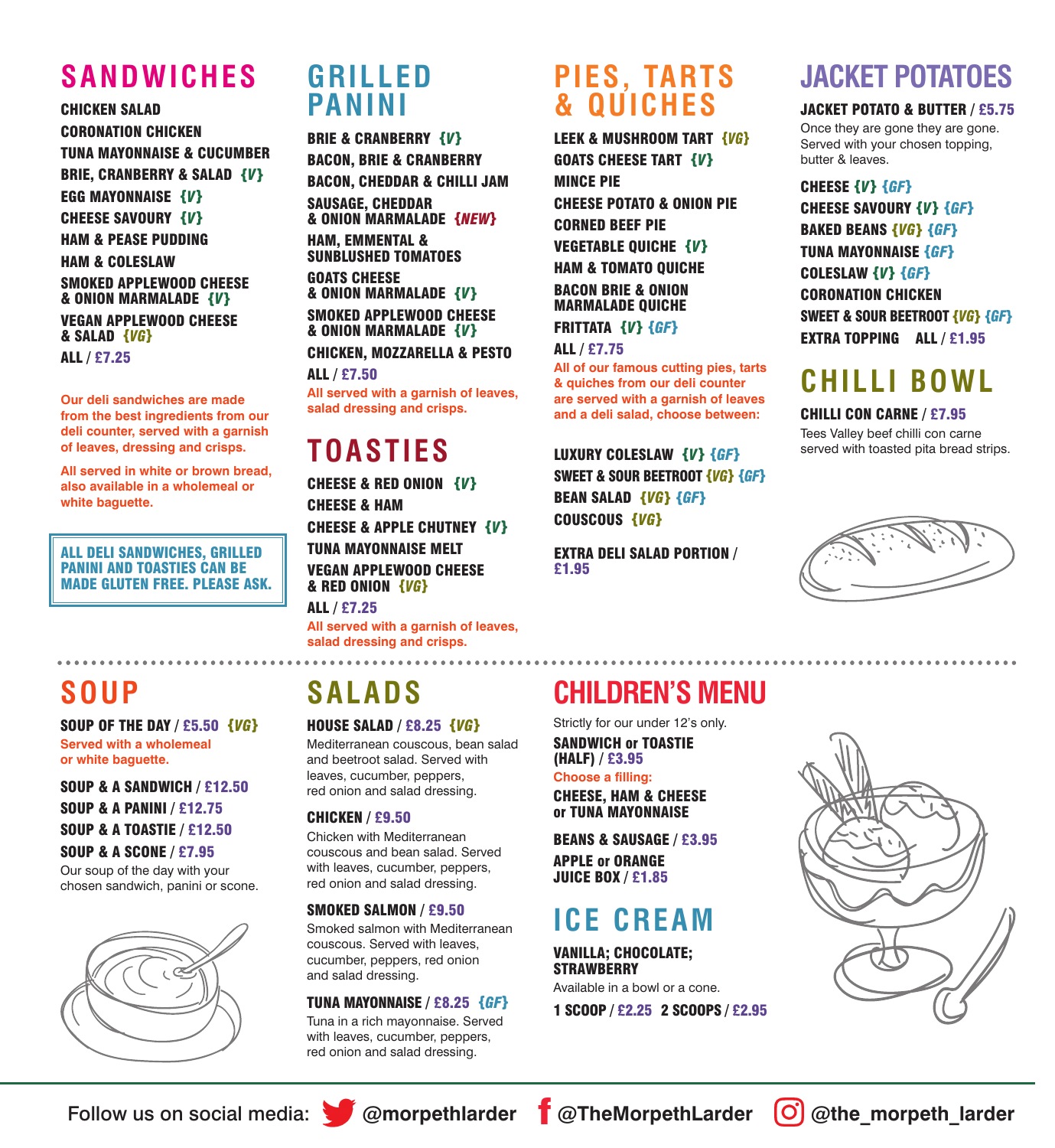## SANDWICHES

**CHICKEN SALAD**
**CORONATION CHICKEN**
**TUNA MAYONNAISE & CUCUMBER**
**BRIE, CRANBERRY & SALAD {V}**
**EGG MAYONNAISE {V}**
**CHEESE SAVOURY {V}**
**HAM & PEASE PUDDING**
**HAM & COLESLAW**
**SMOKED APPLEWOOD CHEESE & ONION MARMALADE {V}**
**VEGAN APPLEWOOD CHEESE & SALAD {VG}**
**ALL / £7.25**

Our deli sandwiches are made from the best ingredients from our deli counter, served with a garnish of leaves, dressing and crisps.

All served in white or brown bread, also available in a wholemeal or white baguette.

**ALL DELI SANDWICHES, GRILLED PANINI AND TOASTIES CAN BE MADE GLUTEN FREE. PLEASE ASK.**

## GRILLED PANINI

**BRIE & CRANBERRY {V}**
**BACON, BRIE & CRANBERRY**
**BACON, CHEDDAR & CHILLI JAM**
**SAUSAGE, CHEDDAR & ONION MARMALADE {NEW}**
**HAM, EMMENTAL & SUNBLUSHED TOMATOES**
**GOATS CHEESE & ONION MARMALADE {V}**
**SMOKED APPLEWOOD CHEESE & ONION MARMALADE {V}**
**CHICKEN, MOZZARELLA & PESTO**
**ALL / £7.50**

All served with a garnish of leaves, salad dressing and crisps.

## TOASTIES

**CHEESE & RED ONION {V}**
**CHEESE & HAM**
**CHEESE & APPLE CHUTNEY {V}**
**TUNA MAYONNAISE MELT**
**VEGAN APPLEWOOD CHEESE & RED ONION {VG}**
**ALL / £7.25**

All served with a garnish of leaves, salad dressing and crisps.

## PIES, TARTS & QUICHES

**LEEK & MUSHROOM TART {VG}**
**GOATS CHEESE TART {V}**
**MINCE PIE**
**CHEESE POTATO & ONION PIE**
**CORNED BEEF PIE**
**VEGETABLE QUICHE {V}**
**HAM & TOMATO QUICHE**
**BACON BRIE & ONION MARMALADE QUICHE**
**FRITTATA {V} {GF}**
**ALL / £7.75**

All of our famous cutting pies, tarts & quiches from our deli counter are served with a garnish of leaves and a deli salad, choose between:

**LUXURY COLESLAW {V} {GF}**
**SWEET & SOUR BEETROOT {VG} {GF}**
**BEAN SALAD {VG} {GF}**
**COUSCOUS {VG}**

**EXTRA DELI SALAD PORTION / £1.95**

## JACKET POTATOES

**JACKET POTATO & BUTTER / £5.75**
Once they are gone they are gone. Served with your chosen topping, butter & leaves.

**CHEESE {V} {GF}**
**CHEESE SAVOURY {V} {GF}**
**BAKED BEANS {VG} {GF}**
**TUNA MAYONNAISE {GF}**
**COLESLAW {V} {GF}**
**CORONATION CHICKEN**
**SWEET & SOUR BEETROOT {VG} {GF}**
**EXTRA TOPPING ALL / £1.95**

## CHILLI BOWL

**CHILLI CON CARNE / £7.95**
Tees Valley beef chilli con carne served with toasted pita bread strips.

## SOUP

**SOUP OF THE DAY / £5.50 {VG}**
Served with a wholemeal or white baguette.

**SOUP & A SANDWICH / £12.50**
**SOUP & A PANINI / £12.75**
**SOUP & A TOASTIE / £12.50**
**SOUP & A SCONE / £7.95**
Our soup of the day with your chosen sandwich, panini or scone.

## SALADS

**HOUSE SALAD / £8.25 {VG}**
Mediterranean couscous, bean salad and beetroot salad. Served with leaves, cucumber, peppers, red onion and salad dressing.

**CHICKEN / £9.50**
Chicken with Mediterranean couscous and bean salad. Served with leaves, cucumber, peppers, red onion and salad dressing.

**SMOKED SALMON / £9.50**
Smoked salmon with Mediterranean couscous. Served with leaves, cucumber, peppers, red onion and salad dressing.

**TUNA MAYONNAISE / £8.25 {GF}**
Tuna in a rich mayonnaise. Served with leaves, cucumber, peppers, red onion and salad dressing.

## CHILDREN'S MENU

Strictly for our under 12's only.

**SANDWICH or TOASTIE (HALF) / £3.95**
Choose a filling:
**CHEESE, HAM & CHEESE or TUNA MAYONNAISE**

**BEANS & SAUSAGE / £3.95**

**APPLE or ORANGE JUICE BOX / £1.85**

## ICE CREAM

**VANILLA; CHOCOLATE; STRAWBERRY**
Available in a bowl or a cone.

**1 SCOOP / £2.25 2 SCOOPS / £2.95**

Follow us on social media: @morpethlarder @TheMorpethLarder @the_morpeth_larder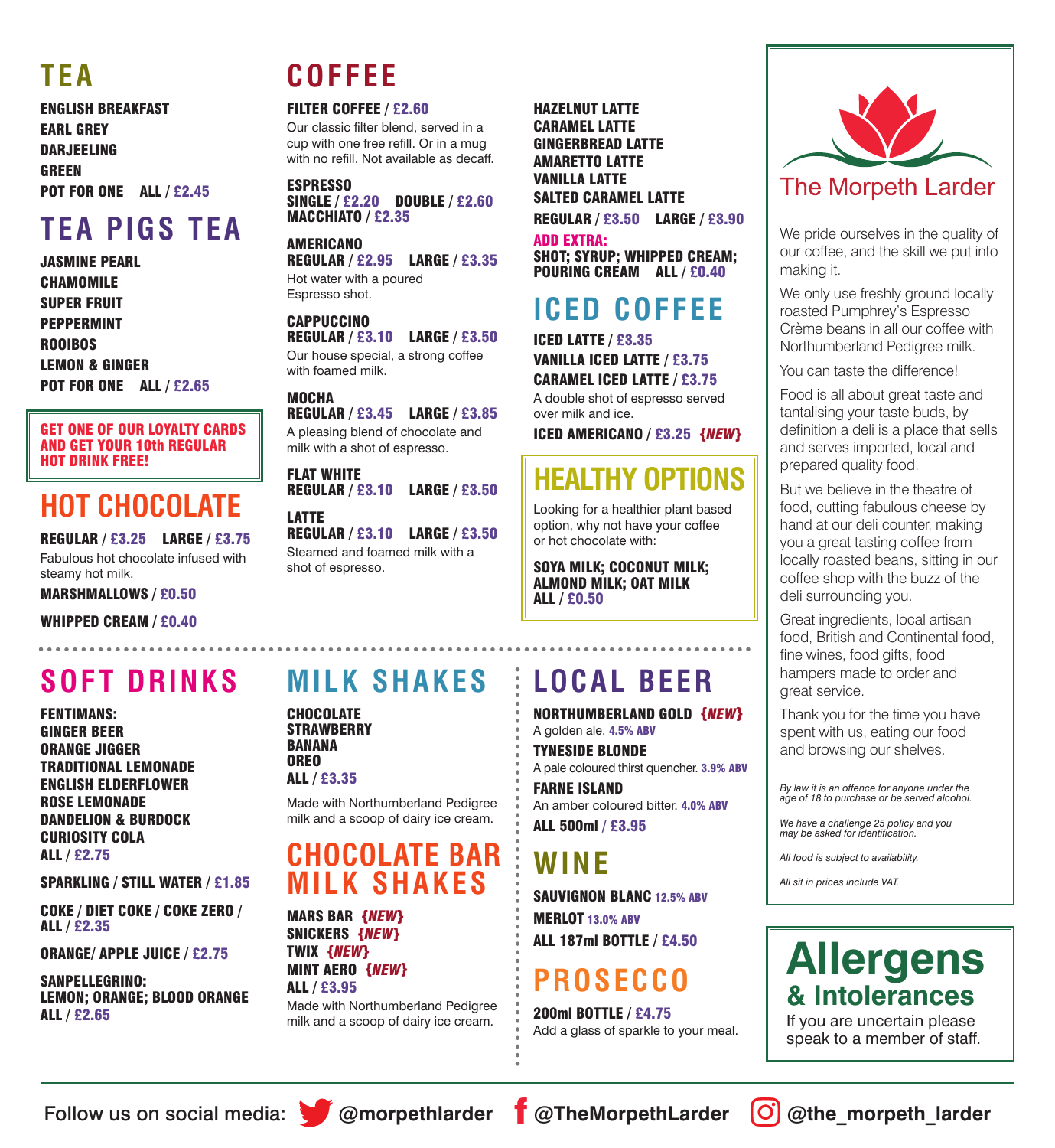## TEA

**ENGLISH BREAKFAST**
**EARL GREY**
**DARJEELING**
**GREEN**
**POT FOR ONE ALL / £2.45**

## TEA PIGS TEA

**JASMINE PEARL**
**CHAMOMILE**
**SUPER FRUIT**
**PEPPERMINT**
**ROOIBOS**
**LEMON & GINGER**
**POT FOR ONE ALL / £2.65**

**GET ONE OF OUR LOYALTY CARDS AND GET YOUR 10th REGULAR HOT DRINK FREE!**

## HOT CHOCOLATE

**REGULAR / £3.25 LARGE / £3.75**
Fabulous hot chocolate infused with steamy hot milk.

**MARSHMALLOWS / £0.50**

**WHIPPED CREAM / £0.40**

## COFFEE

**FILTER COFFEE / £2.60**
Our classic filter blend, served in a cup with one free refill. Or in a mug with no refill. Not available as decaff.

**ESPRESSO**
**SINGLE / £2.20 DOUBLE / £2.60**
**MACCHIATO / £2.35**

**AMERICANO**
**REGULAR / £2.95 LARGE / £3.35**
Hot water with a poured Espresso shot.

**CAPPUCCINO**
**REGULAR / £3.10 LARGE / £3.50**
Our house special, a strong coffee with foamed milk.

**MOCHA**
**REGULAR / £3.45 LARGE / £3.85**
A pleasing blend of chocolate and milk with a shot of espresso.

**FLAT WHITE**
**REGULAR / £3.10 LARGE / £3.50**

**LATTE**
**REGULAR / £3.10 LARGE / £3.50**
Steamed and foamed milk with a shot of espresso.

**HAZELNUT LATTE**
**CARAMEL LATTE**
**GINGERBREAD LATTE**
**AMARETTO LATTE**
**VANILLA LATTE**
**SALTED CARAMEL LATTE**
**REGULAR / £3.50 LARGE / £3.90**

**ADD EXTRA:**
**SHOT; SYRUP; WHIPPED CREAM; POURING CREAM ALL / £0.40**

## ICED COFFEE

**ICED LATTE / £3.35**
**VANILLA ICED LATTE / £3.75**
**CARAMEL ICED LATTE / £3.75**
A double shot of espresso served over milk and ice.
**ICED AMERICANO / £3.25** *{NEW}*

## HEALTHY OPTIONS

Looking for a healthier plant based option, why not have your coffee or hot chocolate with:

**SOYA MILK; COCONUT MILK; ALMOND MILK; OAT MILK**
**ALL / £0.50**

## SOFT DRINKS

**FENTIMANS:**
**GINGER BEER**
**ORANGE JIGGER**
**TRADITIONAL LEMONADE**
**ENGLISH ELDERFLOWER**
**ROSE LEMONADE**
**DANDELION & BURDOCK**
**CURIOSITY COLA**
**ALL / £2.75**

**SPARKLING / STILL WATER / £1.85**

**COKE / DIET COKE / COKE ZERO / ALL / £2.35**

**ORANGE/ APPLE JUICE / £2.75**

**SANPELLEGRINO:**
**LEMON; ORANGE; BLOOD ORANGE**
**ALL / £2.65**

## MILK SHAKES

**CHOCOLATE**
**STRAWBERRY**
**BANANA**
**OREO**
**ALL / £3.35**

Made with Northumberland Pedigree milk and a scoop of dairy ice cream.

## CHOCOLATE BAR MILK SHAKES

**MARS BAR** *{NEW}*
**SNICKERS** *{NEW}*
**TWIX** *{NEW}*
**MINT AERO** *{NEW}*
**ALL / £3.95**
Made with Northumberland Pedigree milk and a scoop of dairy ice cream.

## LOCAL BEER

**NORTHUMBERLAND GOLD** *{NEW}*
A golden ale. 4.5% ABV

**TYNESIDE BLONDE**
A pale coloured thirst quencher. 3.9% ABV

**FARNE ISLAND**
An amber coloured bitter. 4.0% ABV

**ALL 500ml / £3.95**

## WINE

**SAUVIGNON BLANC** 12.5% ABV
**MERLOT** 13.0% ABV
**ALL 187ml BOTTLE / £4.50**

## PROSECCO

**200ml BOTTLE / £4.75**
Add a glass of sparkle to your meal.

## The Morpeth Larder

We pride ourselves in the quality of our coffee, and the skill we put into making it.

We only use freshly ground locally roasted Pumphrey's Espresso Crème beans in all our coffee with Northumberland Pedigree milk.

You can taste the difference!

Food is all about great taste and tantalising your taste buds, by definition a deli is a place that sells and serves imported, local and prepared quality food.

But we believe in the theatre of food, cutting fabulous cheese by hand at our deli counter, making you a great tasting coffee from locally roasted beans, sitting in our coffee shop with the buzz of the deli surrounding you.

Great ingredients, local artisan food, British and Continental food, fine wines, food gifts, food hampers made to order and great service.

Thank you for the time you have spent with us, eating our food and browsing our shelves.

*By law it is an offence for anyone under the age of 18 to purchase or be served alcohol.*

*We have a challenge 25 policy and you may be asked for identification.*

*All food is subject to availability.*

*All sit in prices include VAT.*

## Allergens & Intolerances

If you are uncertain please speak to a member of staff.

Follow us on social media: @morpethlarder @TheMorpethLarder @the_morpeth_larder